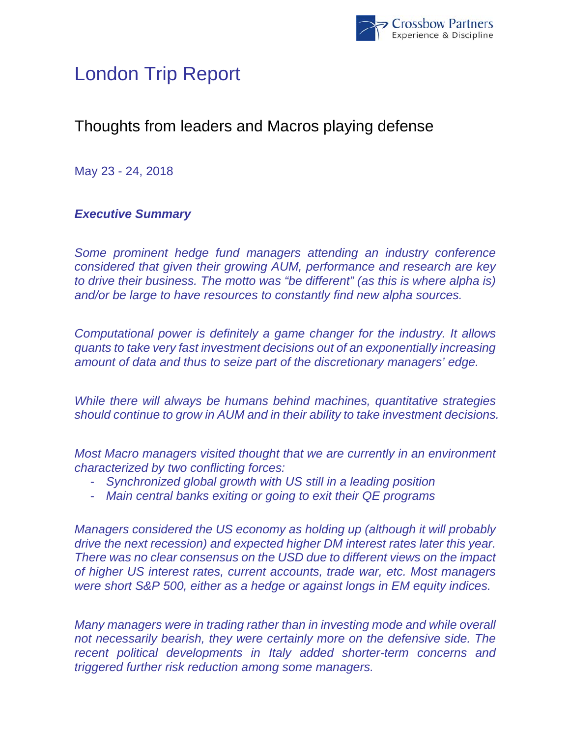# London Trip Report

## Thoughts from leaders and Macros playing defense

May 23 - 24, 2018

***Executive Summary***

*Some prominent hedge fund managers attending an industry conference considered that given their growing AUM, performance and research are key to drive their business. The motto was "be different" (as this is where alpha is) and/or be large to have resources to constantly find new alpha sources.*

*Computational power is definitely a game changer for the industry. It allows quants to take very fast investment decisions out of an exponentially increasing amount of data and thus to seize part of the discretionary managers' edge.*

*While there will always be humans behind machines, quantitative strategies should continue to grow in AUM and in their ability to take investment decisions.*

*Most Macro managers visited thought that we are currently in an environment characterized by two conflicting forces:*

- *Synchronized global growth with US still in a leading position*
- *Main central banks exiting or going to exit their QE programs*

*Managers considered the US economy as holding up (although it will probably drive the next recession) and expected higher DM interest rates later this year. There was no clear consensus on the USD due to different views on the impact of higher US interest rates, current accounts, trade war, etc. Most managers were short S&P 500, either as a hedge or against longs in EM equity indices.*

*Many managers were in trading rather than in investing mode and while overall not necessarily bearish, they were certainly more on the defensive side. The recent political developments in Italy added shorter-term concerns and triggered further risk reduction among some managers.*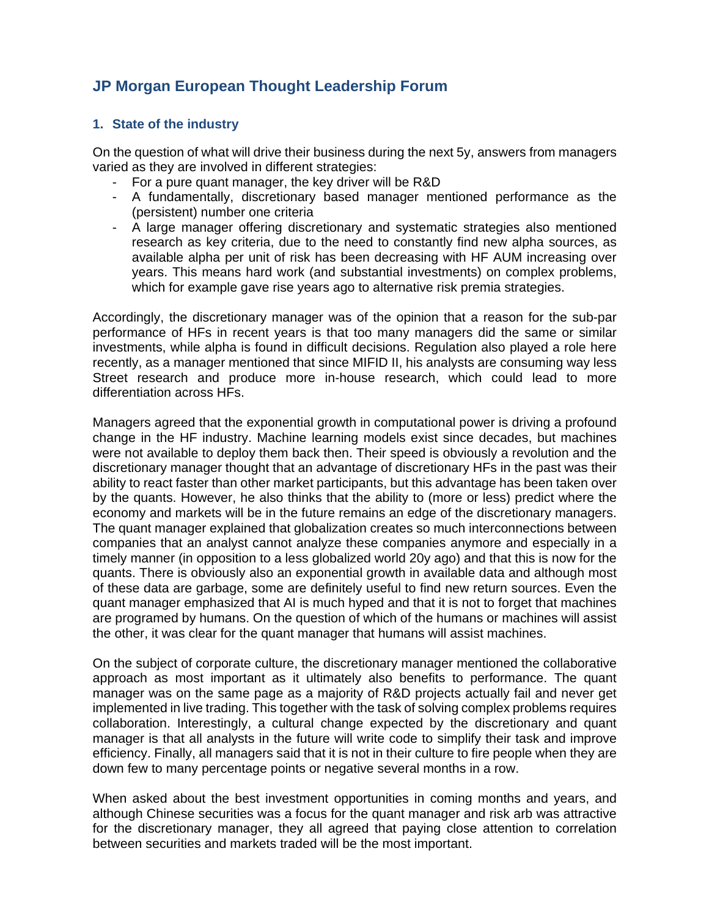## JP Morgan European Thought Leadership Forum

### 1. State of the industry

On the question of what will drive their business during the next 5y, answers from managers varied as they are involved in different strategies:

- For a pure quant manager, the key driver will be R&D
- A fundamentally, discretionary based manager mentioned performance as the (persistent) number one criteria
- A large manager offering discretionary and systematic strategies also mentioned research as key criteria, due to the need to constantly find new alpha sources, as available alpha per unit of risk has been decreasing with HF AUM increasing over years. This means hard work (and substantial investments) on complex problems, which for example gave rise years ago to alternative risk premia strategies.

Accordingly, the discretionary manager was of the opinion that a reason for the sub-par performance of HFs in recent years is that too many managers did the same or similar investments, while alpha is found in difficult decisions. Regulation also played a role here recently, as a manager mentioned that since MIFID II, his analysts are consuming way less Street research and produce more in-house research, which could lead to more differentiation across HFs.

Managers agreed that the exponential growth in computational power is driving a profound change in the HF industry. Machine learning models exist since decades, but machines were not available to deploy them back then. Their speed is obviously a revolution and the discretionary manager thought that an advantage of discretionary HFs in the past was their ability to react faster than other market participants, but this advantage has been taken over by the quants. However, he also thinks that the ability to (more or less) predict where the economy and markets will be in the future remains an edge of the discretionary managers. The quant manager explained that globalization creates so much interconnections between companies that an analyst cannot analyze these companies anymore and especially in a timely manner (in opposition to a less globalized world 20y ago) and that this is now for the quants. There is obviously also an exponential growth in available data and although most of these data are garbage, some are definitely useful to find new return sources. Even the quant manager emphasized that AI is much hyped and that it is not to forget that machines are programed by humans. On the question of which of the humans or machines will assist the other, it was clear for the quant manager that humans will assist machines.

On the subject of corporate culture, the discretionary manager mentioned the collaborative approach as most important as it ultimately also benefits to performance. The quant manager was on the same page as a majority of R&D projects actually fail and never get implemented in live trading. This together with the task of solving complex problems requires collaboration. Interestingly, a cultural change expected by the discretionary and quant manager is that all analysts in the future will write code to simplify their task and improve efficiency. Finally, all managers said that it is not in their culture to fire people when they are down few to many percentage points or negative several months in a row.

When asked about the best investment opportunities in coming months and years, and although Chinese securities was a focus for the quant manager and risk arb was attractive for the discretionary manager, they all agreed that paying close attention to correlation between securities and markets traded will be the most important.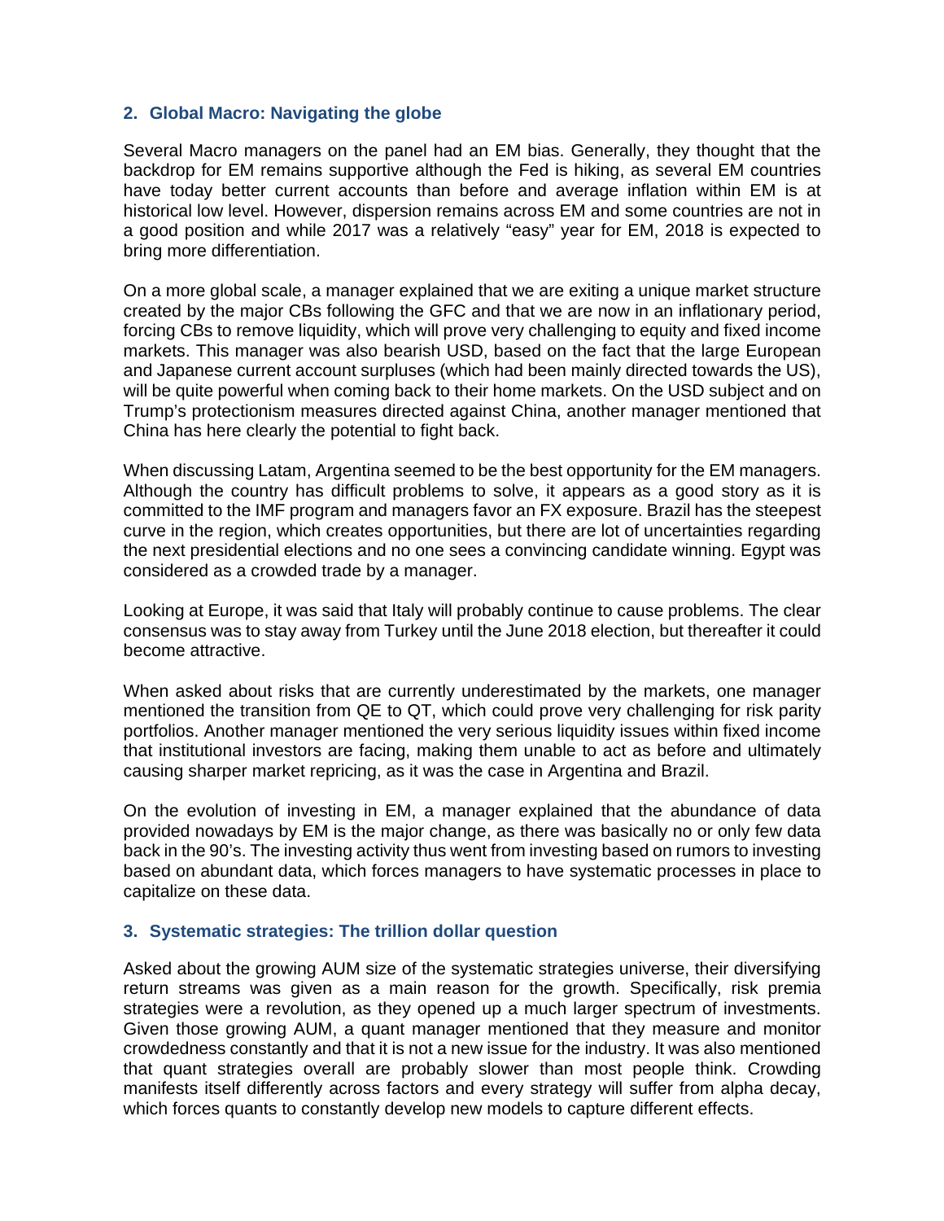## 2. Global Macro: Navigating the globe

Several Macro managers on the panel had an EM bias. Generally, they thought that the backdrop for EM remains supportive although the Fed is hiking, as several EM countries have today better current accounts than before and average inflation within EM is at historical low level. However, dispersion remains across EM and some countries are not in a good position and while 2017 was a relatively "easy" year for EM, 2018 is expected to bring more differentiation.

On a more global scale, a manager explained that we are exiting a unique market structure created by the major CBs following the GFC and that we are now in an inflationary period, forcing CBs to remove liquidity, which will prove very challenging to equity and fixed income markets. This manager was also bearish USD, based on the fact that the large European and Japanese current account surpluses (which had been mainly directed towards the US), will be quite powerful when coming back to their home markets. On the USD subject and on Trump's protectionism measures directed against China, another manager mentioned that China has here clearly the potential to fight back.

When discussing Latam, Argentina seemed to be the best opportunity for the EM managers. Although the country has difficult problems to solve, it appears as a good story as it is committed to the IMF program and managers favor an FX exposure. Brazil has the steepest curve in the region, which creates opportunities, but there are lot of uncertainties regarding the next presidential elections and no one sees a convincing candidate winning. Egypt was considered as a crowded trade by a manager.

Looking at Europe, it was said that Italy will probably continue to cause problems. The clear consensus was to stay away from Turkey until the June 2018 election, but thereafter it could become attractive.

When asked about risks that are currently underestimated by the markets, one manager mentioned the transition from QE to QT, which could prove very challenging for risk parity portfolios. Another manager mentioned the very serious liquidity issues within fixed income that institutional investors are facing, making them unable to act as before and ultimately causing sharper market repricing, as it was the case in Argentina and Brazil.

On the evolution of investing in EM, a manager explained that the abundance of data provided nowadays by EM is the major change, as there was basically no or only few data back in the 90's. The investing activity thus went from investing based on rumors to investing based on abundant data, which forces managers to have systematic processes in place to capitalize on these data.

## 3. Systematic strategies: The trillion dollar question

Asked about the growing AUM size of the systematic strategies universe, their diversifying return streams was given as a main reason for the growth. Specifically, risk premia strategies were a revolution, as they opened up a much larger spectrum of investments. Given those growing AUM, a quant manager mentioned that they measure and monitor crowdedness constantly and that it is not a new issue for the industry. It was also mentioned that quant strategies overall are probably slower than most people think. Crowding manifests itself differently across factors and every strategy will suffer from alpha decay, which forces quants to constantly develop new models to capture different effects.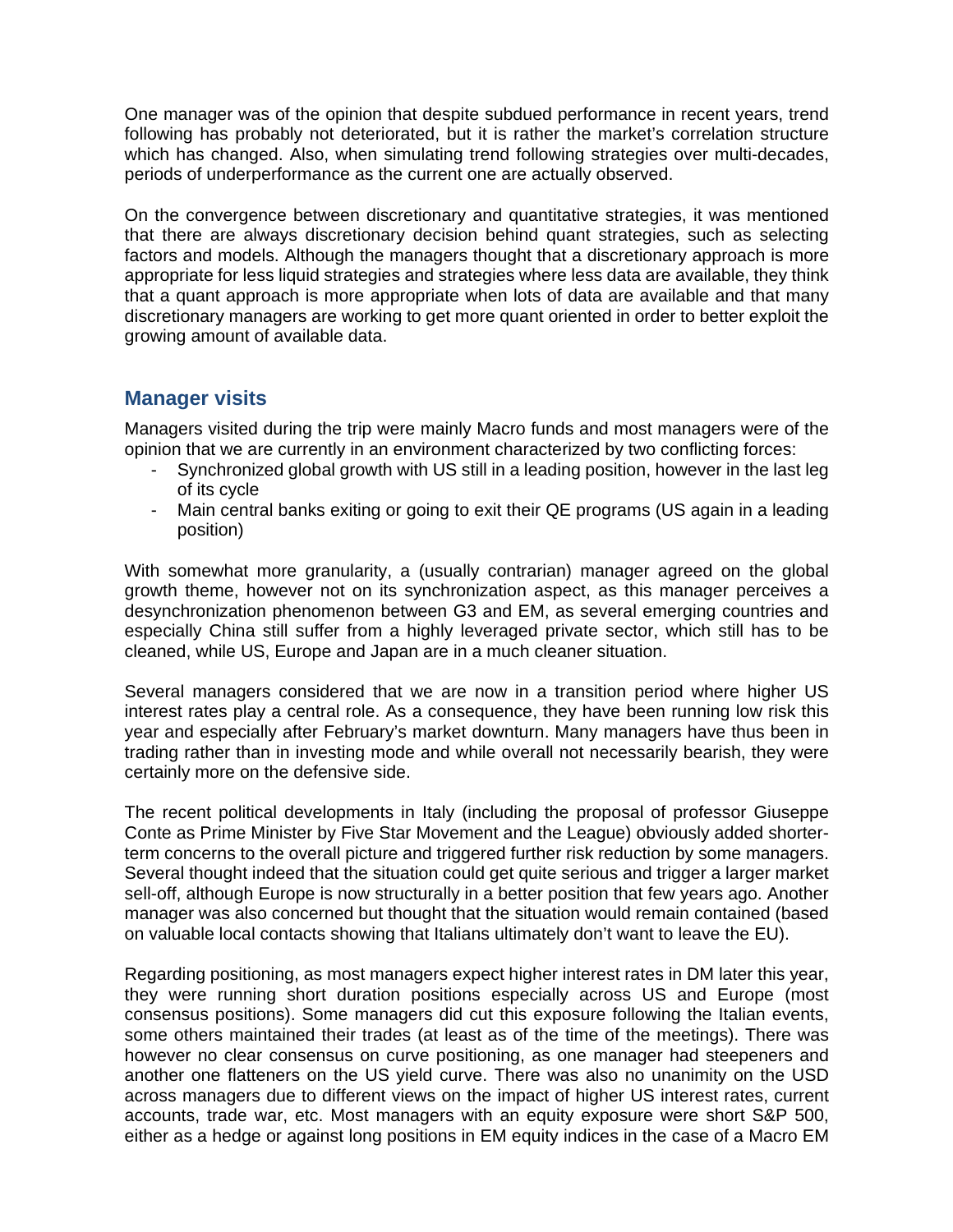One manager was of the opinion that despite subdued performance in recent years, trend following has probably not deteriorated, but it is rather the market's correlation structure which has changed. Also, when simulating trend following strategies over multi-decades, periods of underperformance as the current one are actually observed.

On the convergence between discretionary and quantitative strategies, it was mentioned that there are always discretionary decision behind quant strategies, such as selecting factors and models. Although the managers thought that a discretionary approach is more appropriate for less liquid strategies and strategies where less data are available, they think that a quant approach is more appropriate when lots of data are available and that many discretionary managers are working to get more quant oriented in order to better exploit the growing amount of available data.

## Manager visits

Managers visited during the trip were mainly Macro funds and most managers were of the opinion that we are currently in an environment characterized by two conflicting forces:

- Synchronized global growth with US still in a leading position, however in the last leg of its cycle
- Main central banks exiting or going to exit their QE programs (US again in a leading position)

With somewhat more granularity, a (usually contrarian) manager agreed on the global growth theme, however not on its synchronization aspect, as this manager perceives a desynchronization phenomenon between G3 and EM, as several emerging countries and especially China still suffer from a highly leveraged private sector, which still has to be cleaned, while US, Europe and Japan are in a much cleaner situation.

Several managers considered that we are now in a transition period where higher US interest rates play a central role. As a consequence, they have been running low risk this year and especially after February's market downturn. Many managers have thus been in trading rather than in investing mode and while overall not necessarily bearish, they were certainly more on the defensive side.

The recent political developments in Italy (including the proposal of professor Giuseppe Conte as Prime Minister by Five Star Movement and the League) obviously added shorter-term concerns to the overall picture and triggered further risk reduction by some managers. Several thought indeed that the situation could get quite serious and trigger a larger market sell-off, although Europe is now structurally in a better position that few years ago. Another manager was also concerned but thought that the situation would remain contained (based on valuable local contacts showing that Italians ultimately don't want to leave the EU).

Regarding positioning, as most managers expect higher interest rates in DM later this year, they were running short duration positions especially across US and Europe (most consensus positions). Some managers did cut this exposure following the Italian events, some others maintained their trades (at least as of the time of the meetings). There was however no clear consensus on curve positioning, as one manager had steepeners and another one flatteners on the US yield curve. There was also no unanimity on the USD across managers due to different views on the impact of higher US interest rates, current accounts, trade war, etc. Most managers with an equity exposure were short S&P 500, either as a hedge or against long positions in EM equity indices in the case of a Macro EM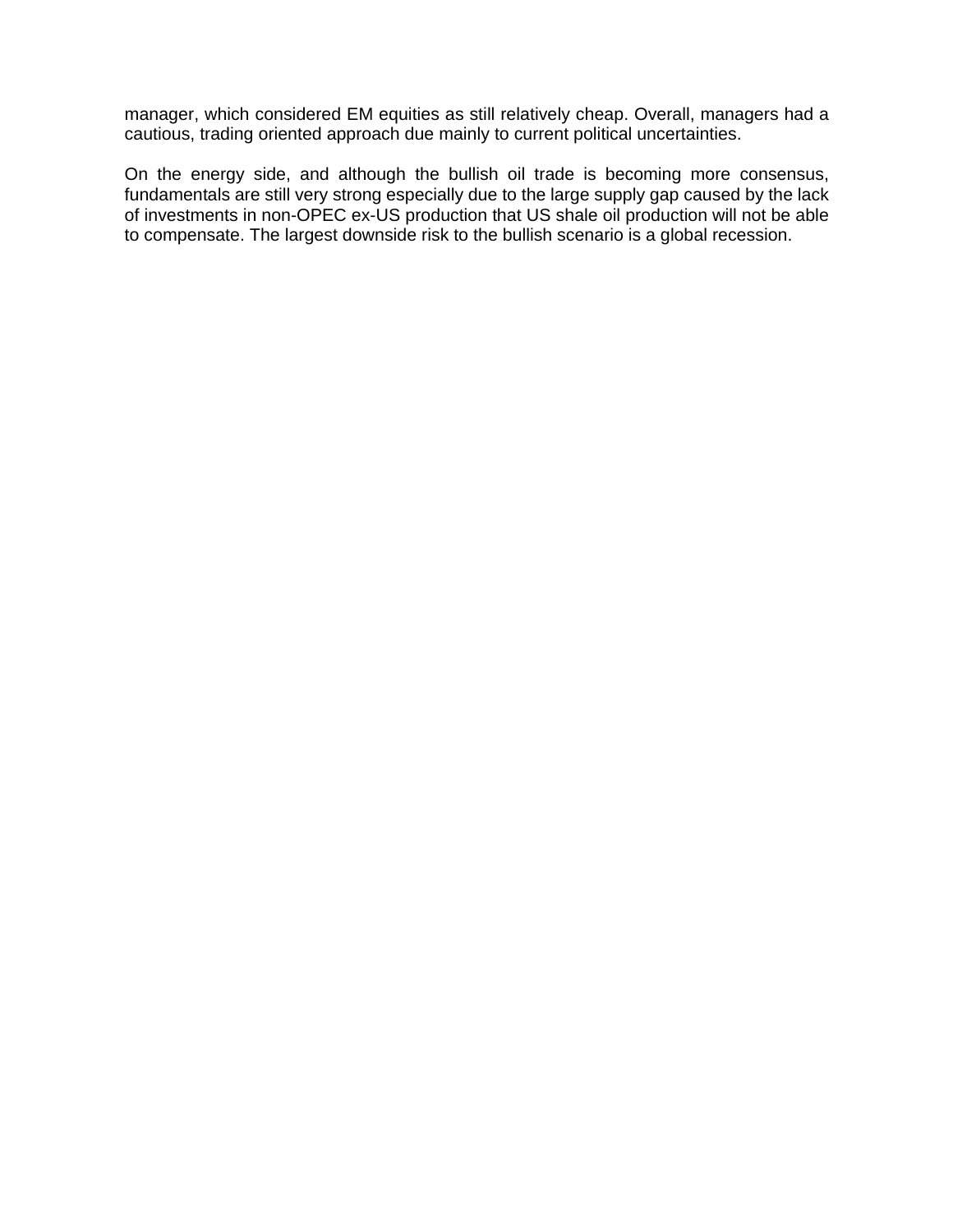manager, which considered EM equities as still relatively cheap. Overall, managers had a cautious, trading oriented approach due mainly to current political uncertainties.

On the energy side, and although the bullish oil trade is becoming more consensus, fundamentals are still very strong especially due to the large supply gap caused by the lack of investments in non-OPEC ex-US production that US shale oil production will not be able to compensate. The largest downside risk to the bullish scenario is a global recession.